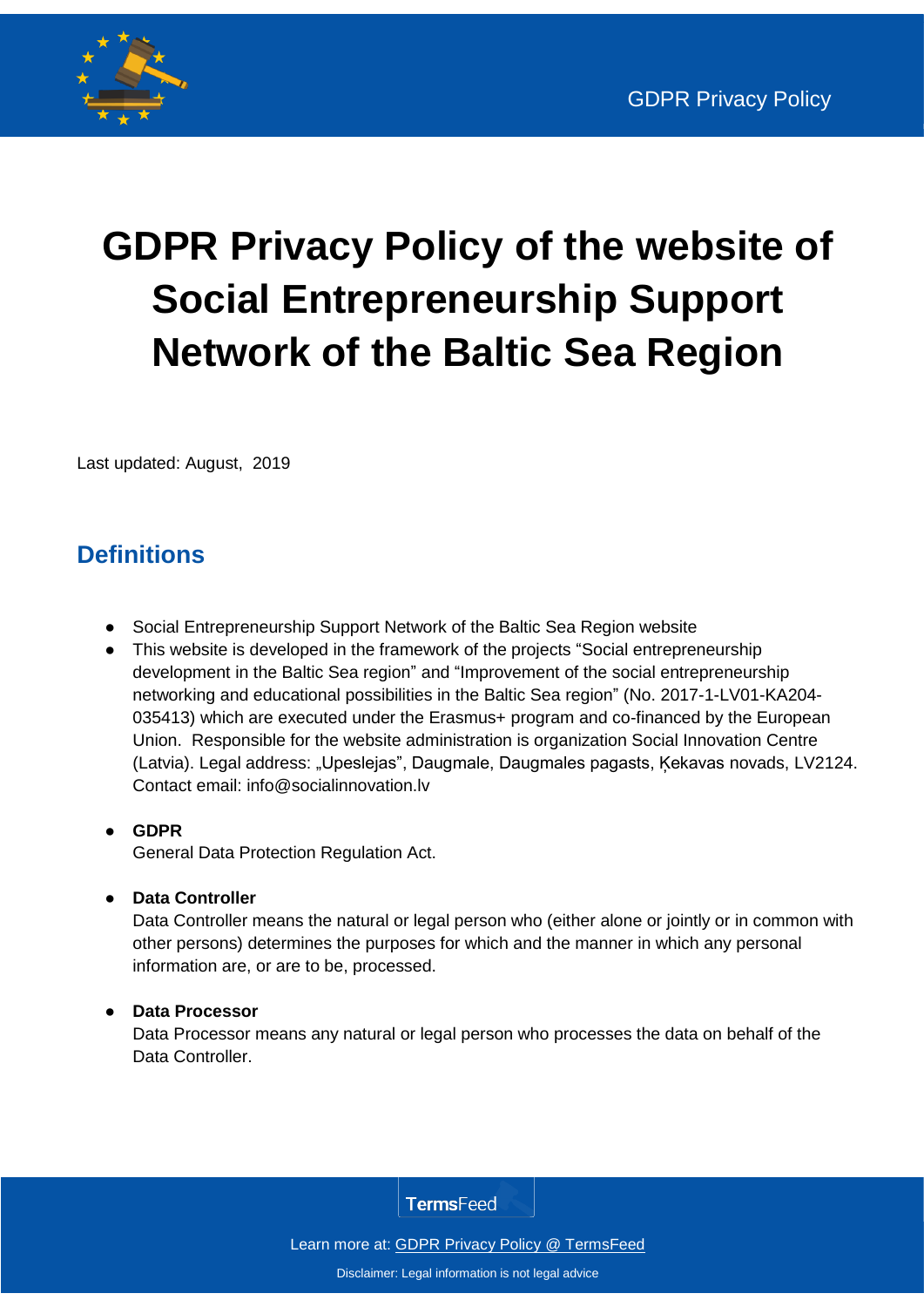# GDPR Privacy Policy of the website of Social Entrepreneurship Support Network of the Baltic Sea Region

Last updated: August, 2019

## Definitions

- Social Entrepreneurship Support Network of the Baltic Sea Region website
- This website is developed in the framework of the projects "Social entrepreneurship development in the Baltic Sea region" and "Improvement of the social entrepreneurship networking and educational possibilities in the Baltic Sea region" (No. 2017-1-LV01-KA204-035413) which are executed under the Erasmus+ program and co-financed by the European Union. Responsible for the website administration is organization Social Innovation Centre (Latvia). Legal address: „Upeslejas", Daugmale, Daugmales pagasts, Ķekavas novads, LV2124. Contact email: info@socialinnovation.lv

- **GDPR**
  General Data Protection Regulation Act.

- **Data Controller**
  Data Controller means the natural or legal person who (either alone or jointly or in common with other persons) determines the purposes for which and the manner in which any personal information are, or are to be, processed.

- **Data Processor**
  Data Processor means any natural or legal person who processes the data on behalf of the Data Controller.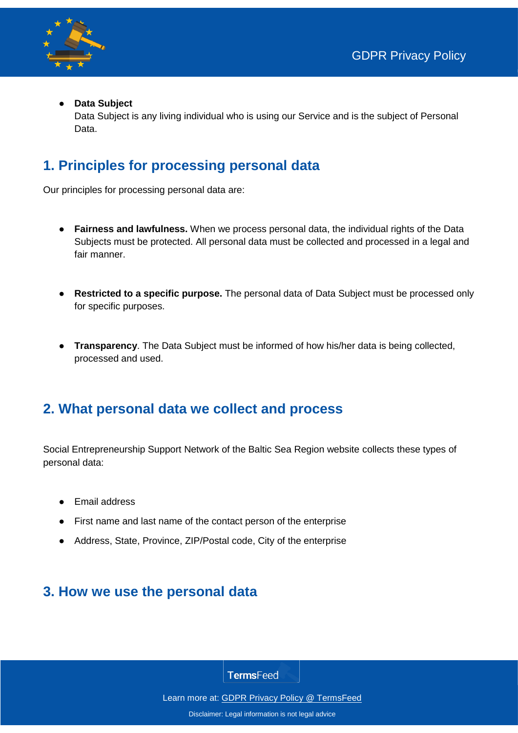- **Data Subject**
  Data Subject is any living individual who is using our Service and is the subject of Personal Data.

## 1. Principles for processing personal data

Our principles for processing personal data are:

- **Fairness and lawfulness.** When we process personal data, the individual rights of the Data Subjects must be protected. All personal data must be collected and processed in a legal and fair manner.

- **Restricted to a specific purpose.** The personal data of Data Subject must be processed only for specific purposes.

- **Transparency**. The Data Subject must be informed of how his/her data is being collected, processed and used.

## 2. What personal data we collect and process

Social Entrepreneurship Support Network of the Baltic Sea Region website collects these types of personal data:

- Email address
- First name and last name of the contact person of the enterprise
- Address, State, Province, ZIP/Postal code, City of the enterprise

## 3. How we use the personal data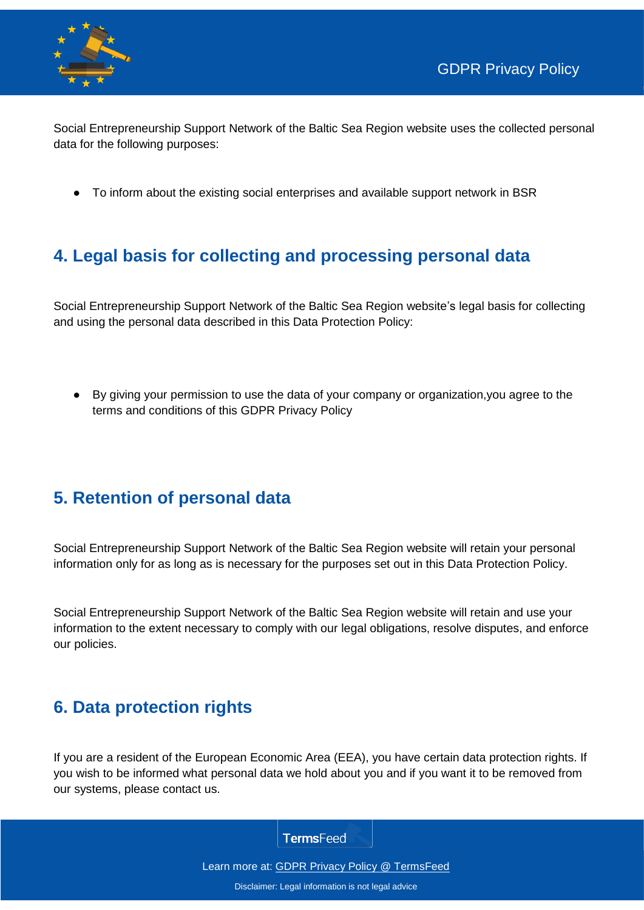Social Entrepreneurship Support Network of the Baltic Sea Region website uses the collected personal data for the following purposes:

- To inform about the existing social enterprises and available support network in BSR

## 4. Legal basis for collecting and processing personal data

Social Entrepreneurship Support Network of the Baltic Sea Region website's legal basis for collecting and using the personal data described in this Data Protection Policy:

- By giving your permission to use the data of your company or organization,you agree to the terms and conditions of this GDPR Privacy Policy

## 5. Retention of personal data

Social Entrepreneurship Support Network of the Baltic Sea Region website will retain your personal information only for as long as is necessary for the purposes set out in this Data Protection Policy.

Social Entrepreneurship Support Network of the Baltic Sea Region website will retain and use your information to the extent necessary to comply with our legal obligations, resolve disputes, and enforce our policies.

## 6. Data protection rights

If you are a resident of the European Economic Area (EEA), you have certain data protection rights. If you wish to be informed what personal data we hold about you and if you want it to be removed from our systems, please contact us.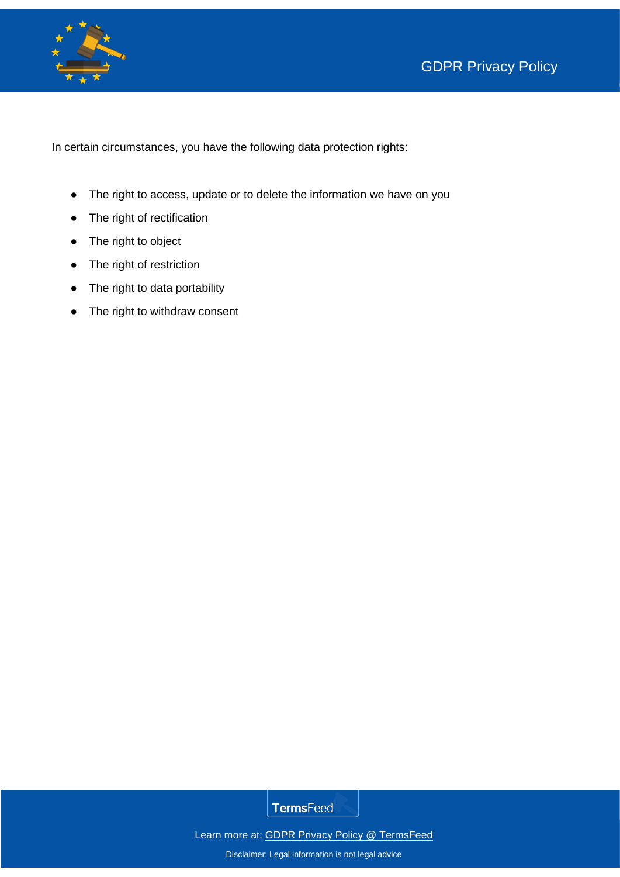In certain circumstances, you have the following data protection rights:

- The right to access, update or to delete the information we have on you
- The right of rectification
- The right to object
- The right of restriction
- The right to data portability
- The right to withdraw consent